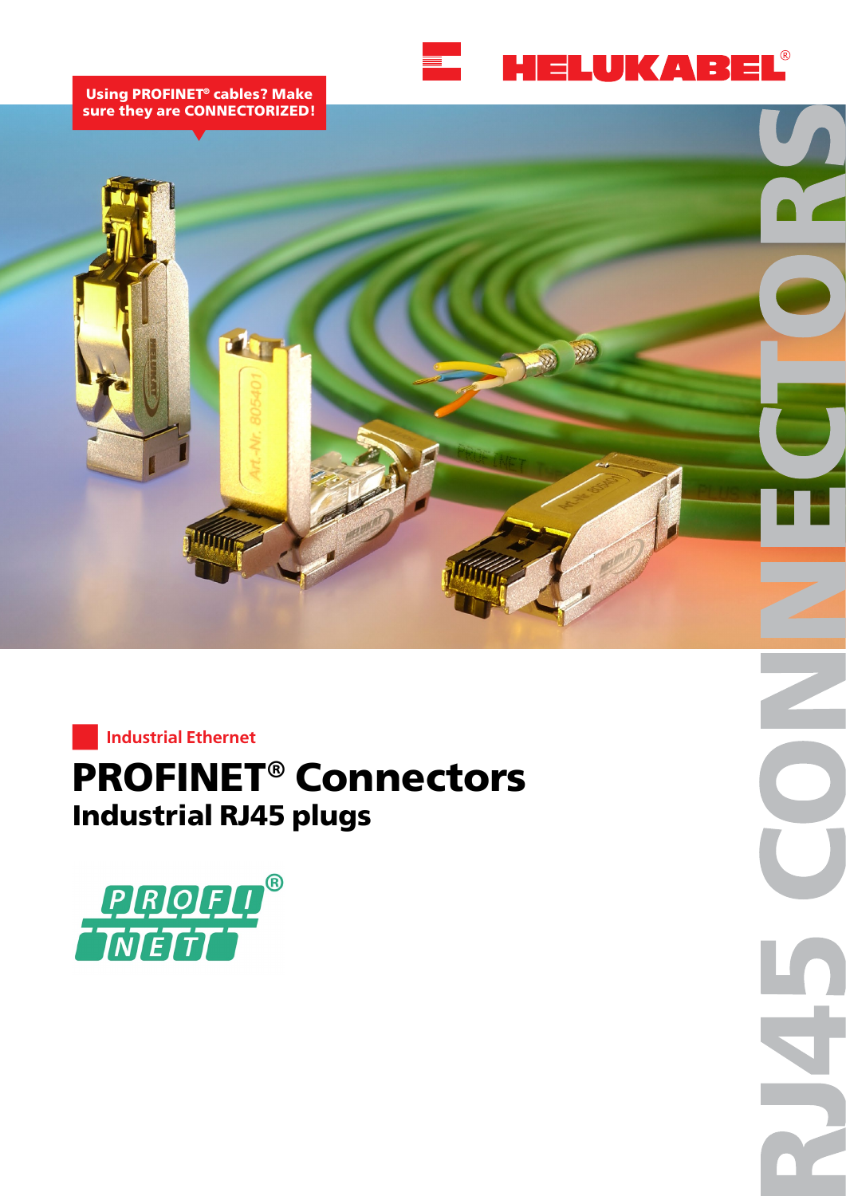HELUKABEL®

Using PROFINET® cables? Make sure they are CONNECTORIZED!

Industrial Ethernet

# PROFINET® Connectors

## Industrial RJ45 plugs

RJ45 CONNECTORS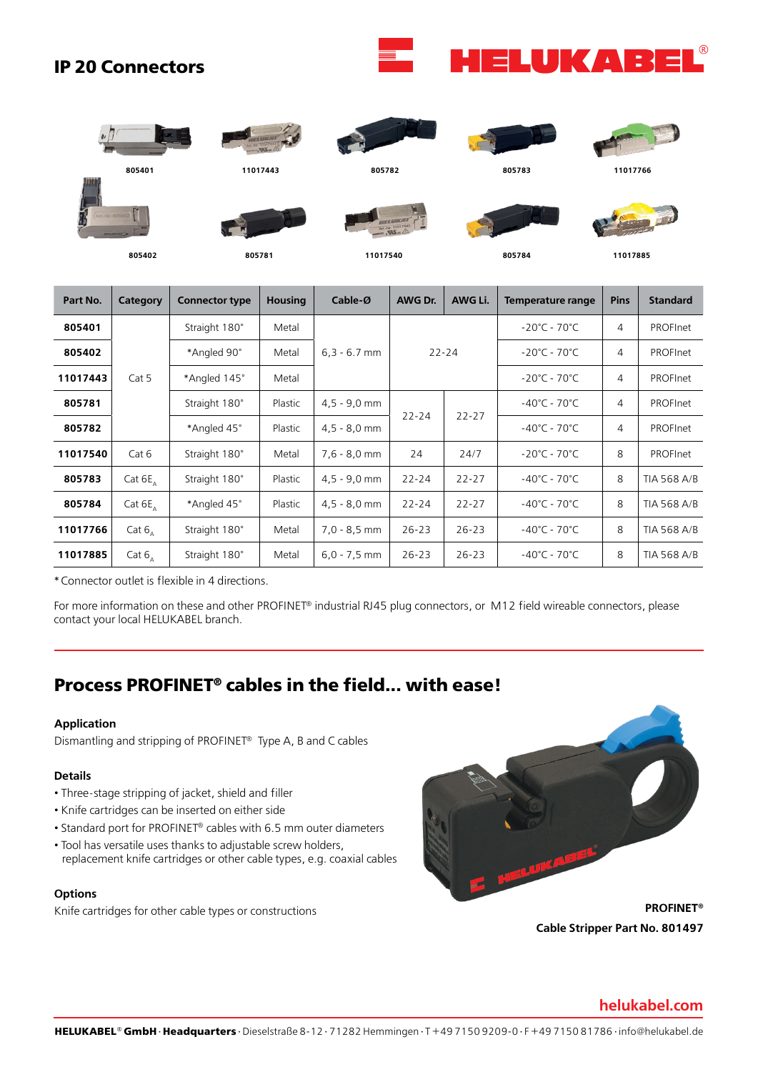## IP 20 Connectors

805401

11017443

805782

805783

11017766

805402

805781

11017540

805784

11017885

| Part No. | Category | Connector type | Housing | Cable-Ø | AWG Dr. | AWG Li. | Temperature range | Pins | Standard |
|---|---|---|---|---|---|---|---|---|---|
| **805401** | Cat 5 | Straight 180° | Metal | 6,3 - 6.7 mm | 22-24 | | -20°C - 70°C | 4 | PROFInet |
| **805402** | | *Angled 90° | Metal | | | | -20°C - 70°C | 4 | PROFInet |
| **11017443** | | *Angled 145° | Metal | | | | -20°C - 70°C | 4 | PROFInet |
| **805781** | | Straight 180° | Plastic | 4,5 - 9,0 mm | 22-24 | 22-27 | -40°C - 70°C | 4 | PROFInet |
| **805782** | | *Angled 45° | Plastic | 4,5 - 8,0 mm | | | -40°C - 70°C | 4 | PROFInet |
| **11017540** | Cat 6 | Straight 180° | Metal | 7,6 - 8,0 mm | 24 | 24/7 | -20°C - 70°C | 8 | PROFInet |
| **805783** | Cat $6E_A$ | Straight 180° | Plastic | 4,5 - 9,0 mm | 22-24 | 22-27 | -40°C - 70°C | 8 | TIA 568 A/B |
| **805784** | Cat $6E_A$ | *Angled 45° | Plastic | 4,5 - 8,0 mm | 22-24 | 22-27 | -40°C - 70°C | 8 | TIA 568 A/B |
| **11017766** | Cat $6_A$ | Straight 180° | Metal | 7,0 - 8,5 mm | 26-23 | 26-23 | -40°C - 70°C | 8 | TIA 568 A/B |
| **11017885** | Cat $6_A$ | Straight 180° | Metal | 6,0 - 7,5 mm | 26-23 | 26-23 | -40°C - 70°C | 8 | TIA 568 A/B |

*Connector outlet is flexible in 4 directions.

For more information on these and other PROFINET® industrial RJ45 plug connectors, or M12 field wireable connectors, please contact your local HELUKABEL branch.

## Process PROFINET® cables in the field... with ease!

**Application**

Dismantling and stripping of PROFINET® Type A, B and C cables

**Details**

- Three-stage stripping of jacket, shield and filler
- Knife cartridges can be inserted on either side
- Standard port for PROFINET® cables with 6.5 mm outer diameters
- Tool has versatile uses thanks to adjustable screw holders, replacement knife cartridges or other cable types, e.g. coaxial cables

**Options**

Knife cartridges for other cable types or constructions

**PROFINET®**
**Cable Stripper Part No. 801497**

helukabel.com

**HELUKABEL® GmbH · Headquarters** · Dieselstraße 8-12 · 71282 Hemmingen · T +49 7150 9209-0 · F +49 7150 81786 · info@helukabel.de